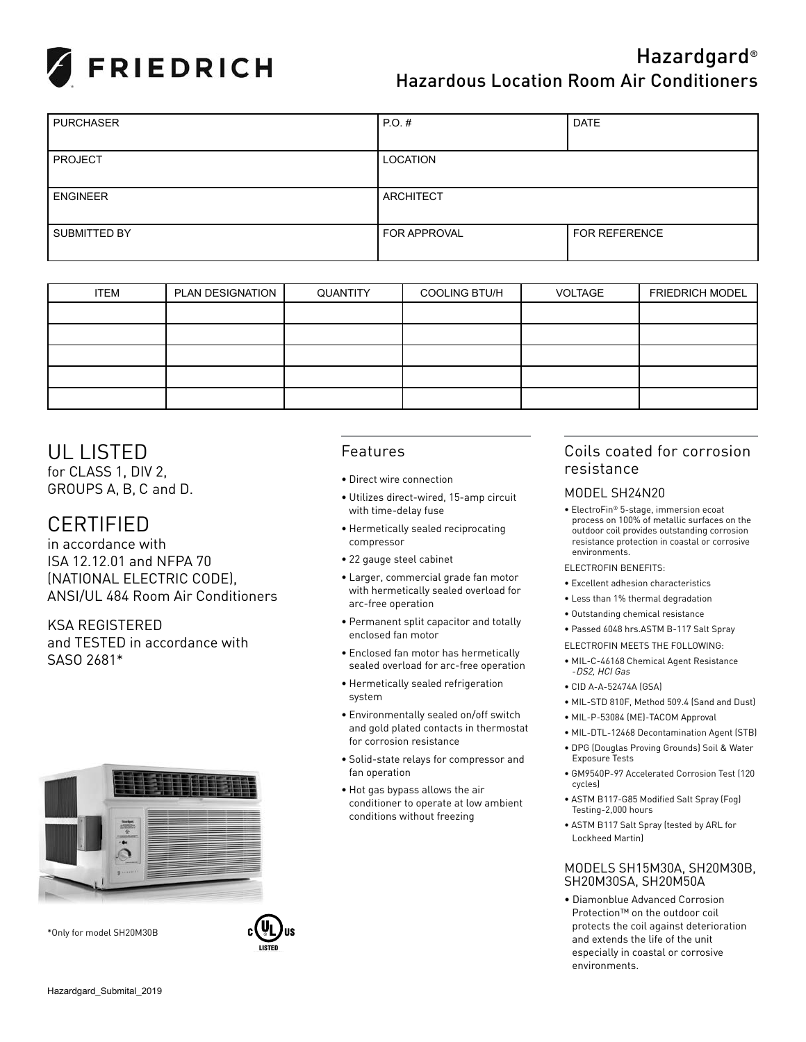# FRIEDRICH

## Hazardgard®
## Hazardous Location Room Air Conditioners

| PURCHASER | P.O. # | DATE |
|---|---|---|
| PROJECT | LOCATION | |
| ENGINEER | ARCHITECT | |
| SUBMITTED BY | FOR APPROVAL | FOR REFERENCE |

| ITEM | PLAN DESIGNATION | QUANTITY | COOLING BTU/H | VOLTAGE | FRIEDRICH MODEL |
|---|---|---|---|---|---|
| | | | | | |
| | | | | | |
| | | | | | |
| | | | | | |
| | | | | | |

## UL LISTED
for CLASS 1, DIV 2,
GROUPS A, B, C and D.

## CERTIFIED
in accordance with
ISA 12.12.01 and NFPA 70 (NATIONAL ELECTRIC CODE),
ANSI/UL 484 Room Air Conditioners

KSA REGISTERED
and TESTED in accordance with
SASO 2681*

*Only for model SH20M30B

## Features

- Direct wire connection
- Utilizes direct-wired, 15-amp circuit with time-delay fuse
- Hermetically sealed reciprocating compressor
- 22 gauge steel cabinet
- Larger, commercial grade fan motor with hermetically sealed overload for arc-free operation
- Permanent split capacitor and totally enclosed fan motor
- Enclosed fan motor has hermetically sealed overload for arc-free operation
- Hermetically sealed refrigeration system
- Environmentally sealed on/off switch and gold plated contacts in thermostat for corrosion resistance
- Solid-state relays for compressor and fan operation
- Hot gas bypass allows the air conditioner to operate at low ambient conditions without freezing

## Coils coated for corrosion resistance

### MODEL SH24N20

- ElectroFin® 5-stage, immersion ecoat process on 100% of metallic surfaces on the outdoor coil provides outstanding corrosion resistance protection in coastal or corrosive environments.

ELECTROFIN BENEFITS:

- Excellent adhesion characteristics
- Less than 1% thermal degradation
- Outstanding chemical resistance
- Passed 6048 hrs.ASTM B-117 Salt Spray

ELECTROFIN MEETS THE FOLLOWING:

- MIL-C-46168 Chemical Agent Resistance *-DS2, HCl Gas*
- CID A-A-52474A (GSA)
- MIL-STD 810F, Method 509.4 (Sand and Dust)
- MIL-P-53084 (ME)-TACOM Approval
- MIL-DTL-12468 Decontamination Agent (STB)
- DPG (Douglas Proving Grounds) Soil & Water Exposure Tests
- GM9540P-97 Accelerated Corrosion Test (120 cycles)
- ASTM B117-G85 Modified Salt Spray (Fog) Testing-2,000 hours
- ASTM B117 Salt Spray (tested by ARL for Lockheed Martin)

### MODELS SH15M30A, SH20M30B, SH20M30SA, SH20M50A

- Diamonblue Advanced Corrosion Protection™ on the outdoor coil protects the coil against deterioration and extends the life of the unit especially in coastal or corrosive environments.

Hazardgard_Submital_2019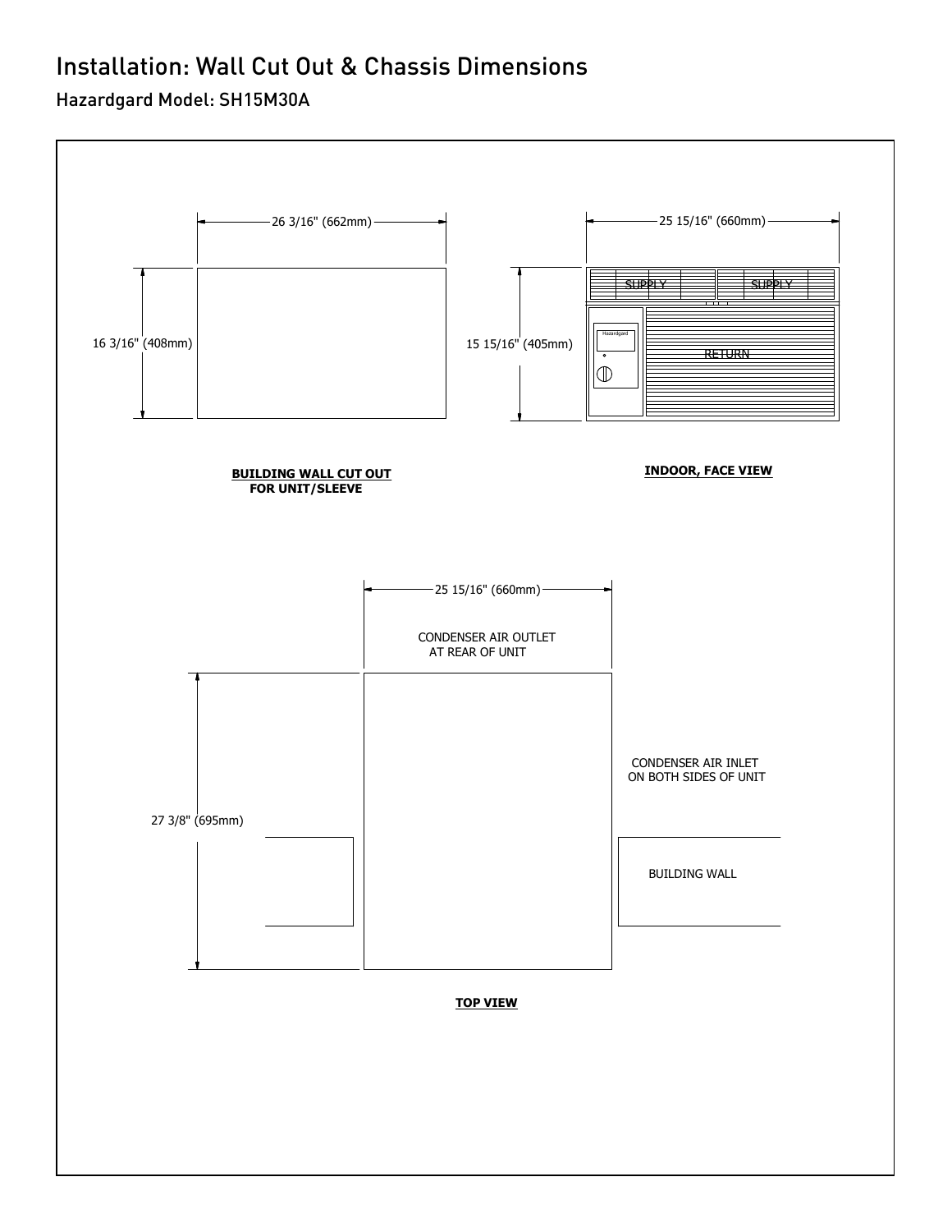# Installation: Wall Cut Out & Chassis Dimensions

## Hazardgard Model: SH15M30A

26 3/16" (662mm)

16 3/16" (408mm)

**BUILDING WALL CUT OUT FOR UNIT/SLEEVE**

25 15/16" (660mm)

15 15/16" (405mm)

SUPPLY SUPPLY

Hazardgard

RETURN

**INDOOR, FACE VIEW**

25 15/16" (660mm)

CONDENSER AIR OUTLET AT REAR OF UNIT

CONDENSER AIR INLET ON BOTH SIDES OF UNIT

27 3/8" (695mm)

BUILDING WALL

**TOP VIEW**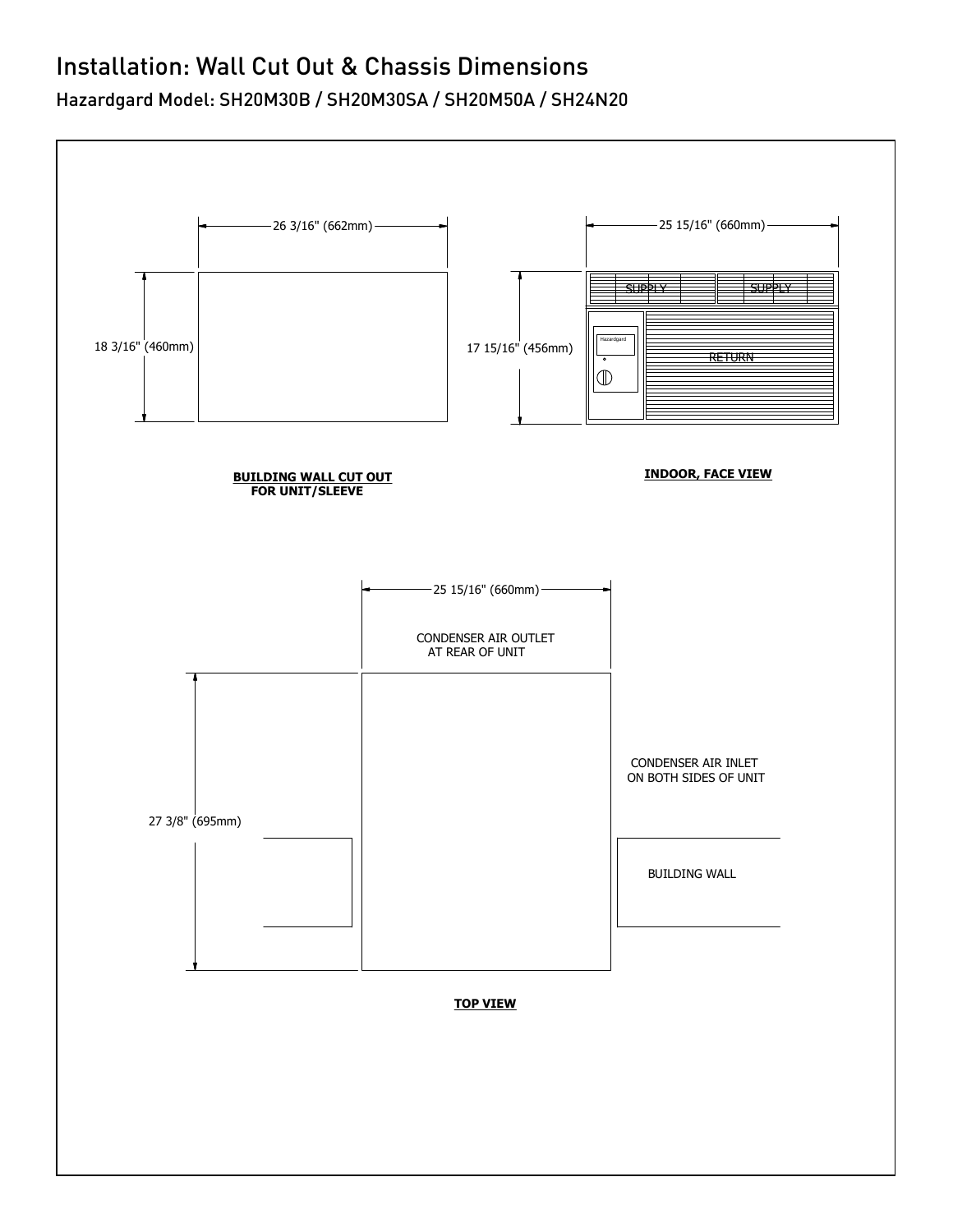# Installation: Wall Cut Out & Chassis Dimensions

## Hazardgard Model: SH20M30B / SH20M30SA / SH20M50A / SH24N20

26 3/16" (662mm)

18 3/16" (460mm)

**BUILDING WALL CUT OUT FOR UNIT/SLEEVE**

25 15/16" (660mm)

17 15/16" (456mm)

SUPPLY

SUPPLY

Hazardgard

RETURN

**INDOOR, FACE VIEW**

25 15/16" (660mm)

CONDENSER AIR OUTLET AT REAR OF UNIT

CONDENSER AIR INLET ON BOTH SIDES OF UNIT

27 3/8" (695mm)

BUILDING WALL

**TOP VIEW**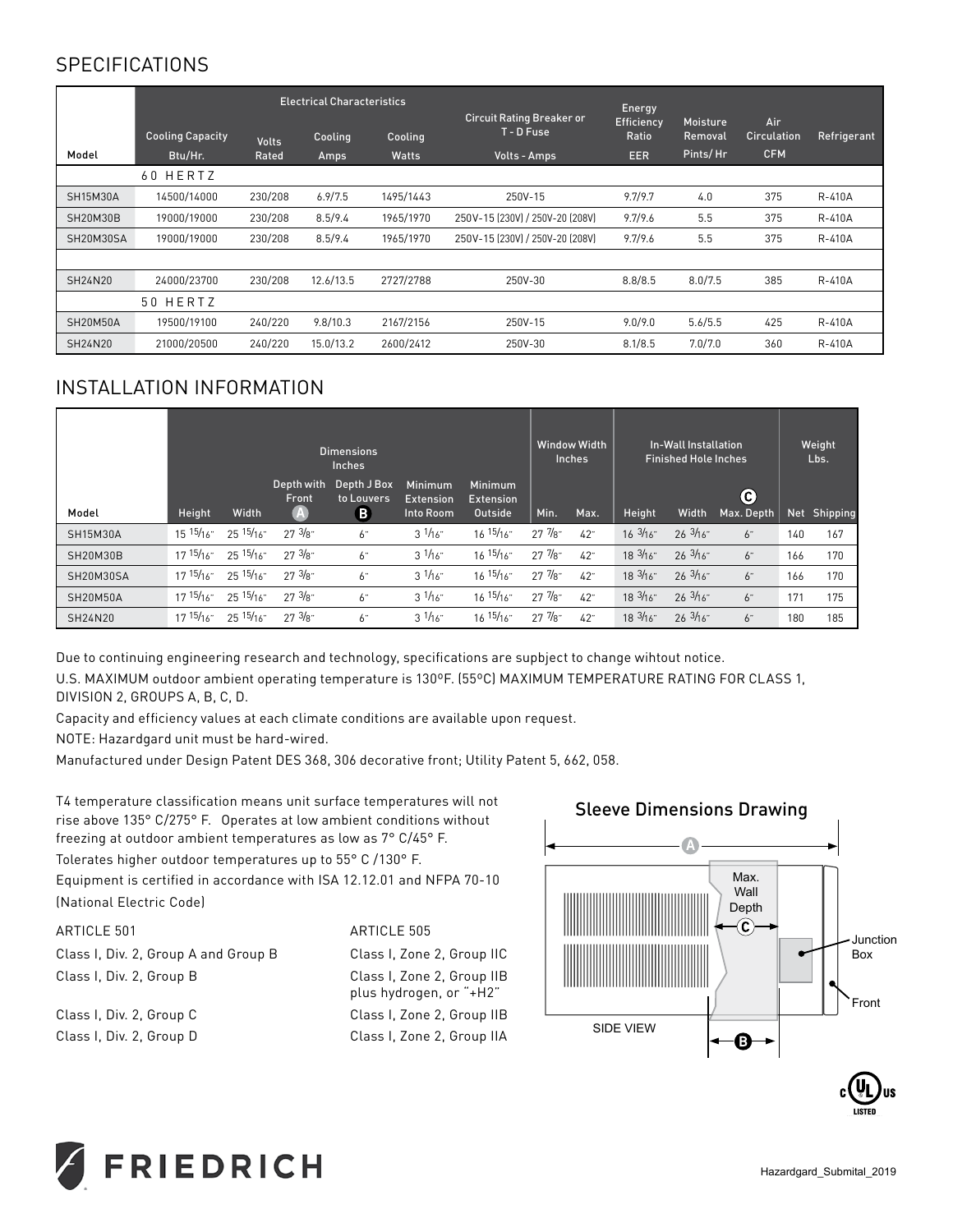## SPECIFICATIONS

| Model | Electrical Characteristics Cooling Capacity Btu/Hr. | Volts Rated | Cooling Amps | Cooling Watts | Circuit Rating Breaker or T - D Fuse Volts - Amps | Energy Efficiency Ratio EER | Moisture Removal Pints/ Hr | Air Circulation CFM | Refrigerant |
|---|---|---|---|---|---|---|---|---|---|
| | 60 HERTZ | | | | | | | | |
| SH15M30A | 14500/14000 | 230/208 | 6.9/7.5 | 1495/1443 | 250V-15 | 9.7/9.7 | 4.0 | 375 | R-410A |
| SH20M30B | 19000/19000 | 230/208 | 8.5/9.4 | 1965/1970 | 250V-15 (230V) / 250V-20 (208V) | 9.7/9.6 | 5.5 | 375 | R-410A |
| SH20M30SA | 19000/19000 | 230/208 | 8.5/9.4 | 1965/1970 | 250V-15 (230V) / 250V-20 (208V) | 9.7/9.6 | 5.5 | 375 | R-410A |
| | | | | | | | | | |
| SH24N20 | 24000/23700 | 230/208 | 12.6/13.5 | 2727/2788 | 250V-30 | 8.8/8.5 | 8.0/7.5 | 385 | R-410A |
| | 50 HERTZ | | | | | | | | |
| SH20M50A | 19500/19100 | 240/220 | 9.8/10.3 | 2167/2156 | 250V-15 | 9.0/9.0 | 5.6/5.5 | 425 | R-410A |
| SH24N20 | 21000/20500 | 240/220 | 15.0/13.2 | 2600/2412 | 250V-30 | 8.1/8.5 | 7.0/7.0 | 360 | R-410A |

## INSTALLATION INFORMATION

| Model | Dimensions Inches Height | Width | Depth with Front (A) | Depth J Box to Louvers (B) | Minimum Extension Into Room | Minimum Extension Outside | Window Width Inches Min. | Max. | In-Wall Installation Finished Hole Inches Height | Width | (C) Max. Depth | Weight Lbs. Net | Shipping |
|---|---|---|---|---|---|---|---|---|---|---|---|---|---|
| SH15M30A | 15 15/16" | 25 15/16" | 27 3/8" | 6" | 3 1/16" | 16 15/16" | 27 7/8" | 42" | 16 3/16" | 26 3/16" | 6" | 140 | 167 |
| SH20M30B | 17 15/16" | 25 15/16" | 27 3/8" | 6" | 3 1/16" | 16 15/16" | 27 7/8" | 42" | 18 3/16" | 26 3/16" | 6" | 166 | 170 |
| SH20M30SA | 17 15/16" | 25 15/16" | 27 3/8" | 6" | 3 1/16" | 16 15/16" | 27 7/8" | 42" | 18 3/16" | 26 3/16" | 6" | 166 | 170 |
| SH20M50A | 17 15/16" | 25 15/16" | 27 3/8" | 6" | 3 1/16" | 16 15/16" | 27 7/8" | 42" | 18 3/16" | 26 3/16" | 6" | 171 | 175 |
| SH24N20 | 17 15/16" | 25 15/16" | 27 3/8" | 6" | 3 1/16" | 16 15/16" | 27 7/8" | 42" | 18 3/16" | 26 3/16" | 6" | 180 | 185 |

Due to continuing engineering research and technology, specifications are subpject to change wihtout notice.

U.S. MAXIMUM outdoor ambient operating temperature is 130ºF. (55ºC) MAXIMUM TEMPERATURE RATING FOR CLASS 1, DIVISION 2, GROUPS A, B, C, D.

Capacity and efficiency values at each climate conditions are available upon request.

NOTE: Hazardgard unit must be hard-wired.

Manufactured under Design Patent DES 368, 306 decorative front; Utility Patent 5, 662, 058.

T4 temperature classification means unit surface temperatures will not rise above 135° C/275° F. Operates at low ambient conditions without freezing at outdoor ambient temperatures as low as 7° C/45° F.

Tolerates higher outdoor temperatures up to 55° C /130° F.

Equipment is certified in accordance with ISA 12.12.01 and NFPA 70-10 (National Electric Code)

| ARTICLE 501 | ARTICLE 505 |
|---|---|
| Class I, Div. 2, Group A and Group B | Class I, Zone 2, Group IIC |
| Class I, Div. 2, Group B | Class I, Zone 2, Group IIB plus hydrogen, or "+H2" |
| Class I, Div. 2, Group C | Class I, Zone 2, Group IIB |
| Class I, Div. 2, Group D | Class I, Zone 2, Group IIA |

### Sleeve Dimensions Drawing

A

Max. Wall Depth

C

Junction Box

Front

SIDE VIEW

B

FRIEDRICH

Hazardgard_Submital_2019